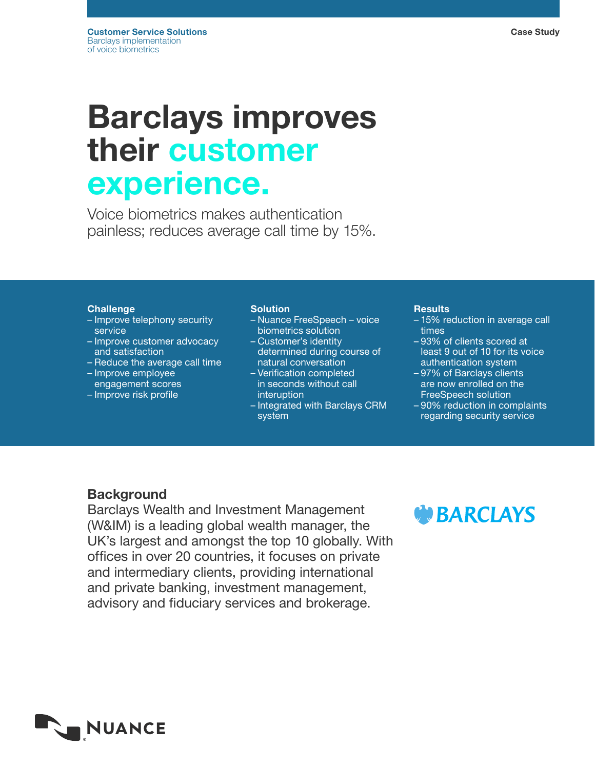**Customer Service Solutions**
Barclays implementation of voice biometrics

Case Study

# Barclays improves their customer experience.

Voice biometrics makes authentication painless; reduces average call time by 15%.

### Challenge

- Improve telephony security service
- Improve customer advocacy and satisfaction
- Reduce the average call time
- Improve employee engagement scores
- Improve risk profile

### Solution

- Nuance FreeSpeech – voice biometrics solution
- Customer's identity determined during course of natural conversation
- Verification completed in seconds without call interuption
- Integrated with Barclays CRM system

### Results

- 15% reduction in average call times
- 93% of clients scored at least 9 out of 10 for its voice authentication system
- 97% of Barclays clients are now enrolled on the FreeSpeech solution
- 90% reduction in complaints regarding security service

## Background

Barclays Wealth and Investment Management (W&IM) is a leading global wealth manager, the UK's largest and amongst the top 10 globally. With offices in over 20 countries, it focuses on private and intermediary clients, providing international and private banking, investment management, advisory and fiduciary services and brokerage.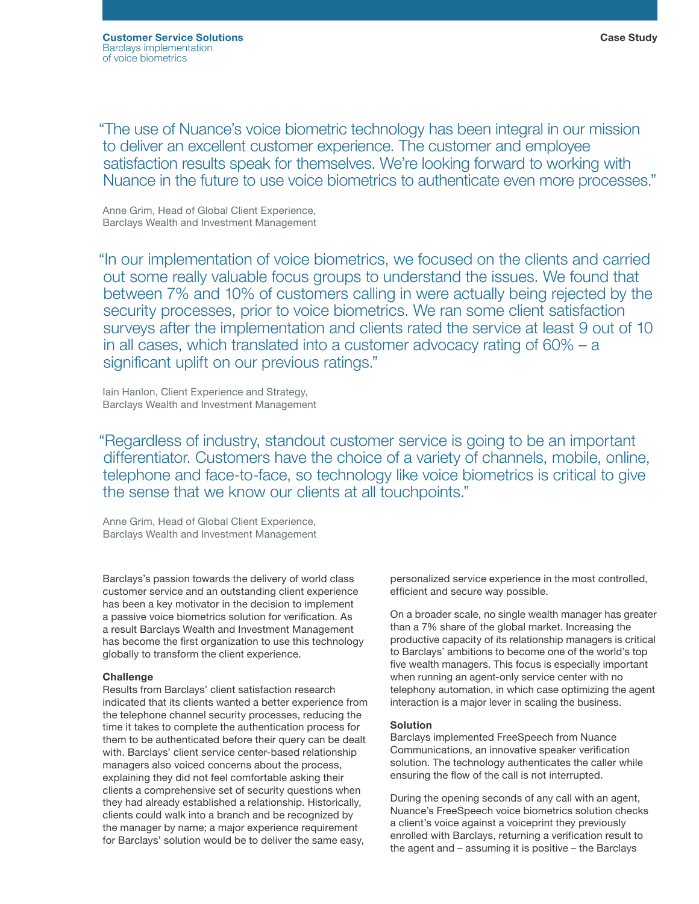> "The use of Nuance's voice biometric technology has been integral in our mission to deliver an excellent customer experience. The customer and employee satisfaction results speak for themselves. We're looking forward to working with Nuance in the future to use voice biometrics to authenticate even more processes."

Anne Grim, Head of Global Client Experience,
Barclays Wealth and Investment Management

> "In our implementation of voice biometrics, we focused on the clients and carried out some really valuable focus groups to understand the issues. We found that between 7% and 10% of customers calling in were actually being rejected by the security processes, prior to voice biometrics. We ran some client satisfaction surveys after the implementation and clients rated the service at least 9 out of 10 in all cases, which translated into a customer advocacy rating of 60% – a significant uplift on our previous ratings."

Iain Hanlon, Client Experience and Strategy,
Barclays Wealth and Investment Management

> "Regardless of industry, standout customer service is going to be an important differentiator. Customers have the choice of a variety of channels, mobile, online, telephone and face-to-face, so technology like voice biometrics is critical to give the sense that we know our clients at all touchpoints."

Anne Grim, Head of Global Client Experience,
Barclays Wealth and Investment Management

Barclays's passion towards the delivery of world class customer service and an outstanding client experience has been a key motivator in the decision to implement a passive voice biometrics solution for verification. As a result Barclays Wealth and Investment Management has become the first organization to use this technology globally to transform the client experience.

**Challenge**
Results from Barclays' client satisfaction research indicated that its clients wanted a better experience from the telephone channel security processes, reducing the time it takes to complete the authentication process for them to be authenticated before their query can be dealt with. Barclays' client service center-based relationship managers also voiced concerns about the process, explaining they did not feel comfortable asking their clients a comprehensive set of security questions when they had already established a relationship. Historically, clients could walk into a branch and be recognized by the manager by name; a major experience requirement for Barclays' solution would be to deliver the same easy, personalized service experience in the most controlled, efficient and secure way possible.

On a broader scale, no single wealth manager has greater than a 7% share of the global market. Increasing the productive capacity of its relationship managers is critical to Barclays' ambitions to become one of the world's top five wealth managers. This focus is especially important when running an agent-only service center with no telephony automation, in which case optimizing the agent interaction is a major lever in scaling the business.

**Solution**
Barclays implemented FreeSpeech from Nuance Communications, an innovative speaker verification solution. The technology authenticates the caller while ensuring the flow of the call is not interrupted.

During the opening seconds of any call with an agent, Nuance's FreeSpeech voice biometrics solution checks a client's voice against a voiceprint they previously enrolled with Barclays, returning a verification result to the agent and – assuming it is positive – the Barclays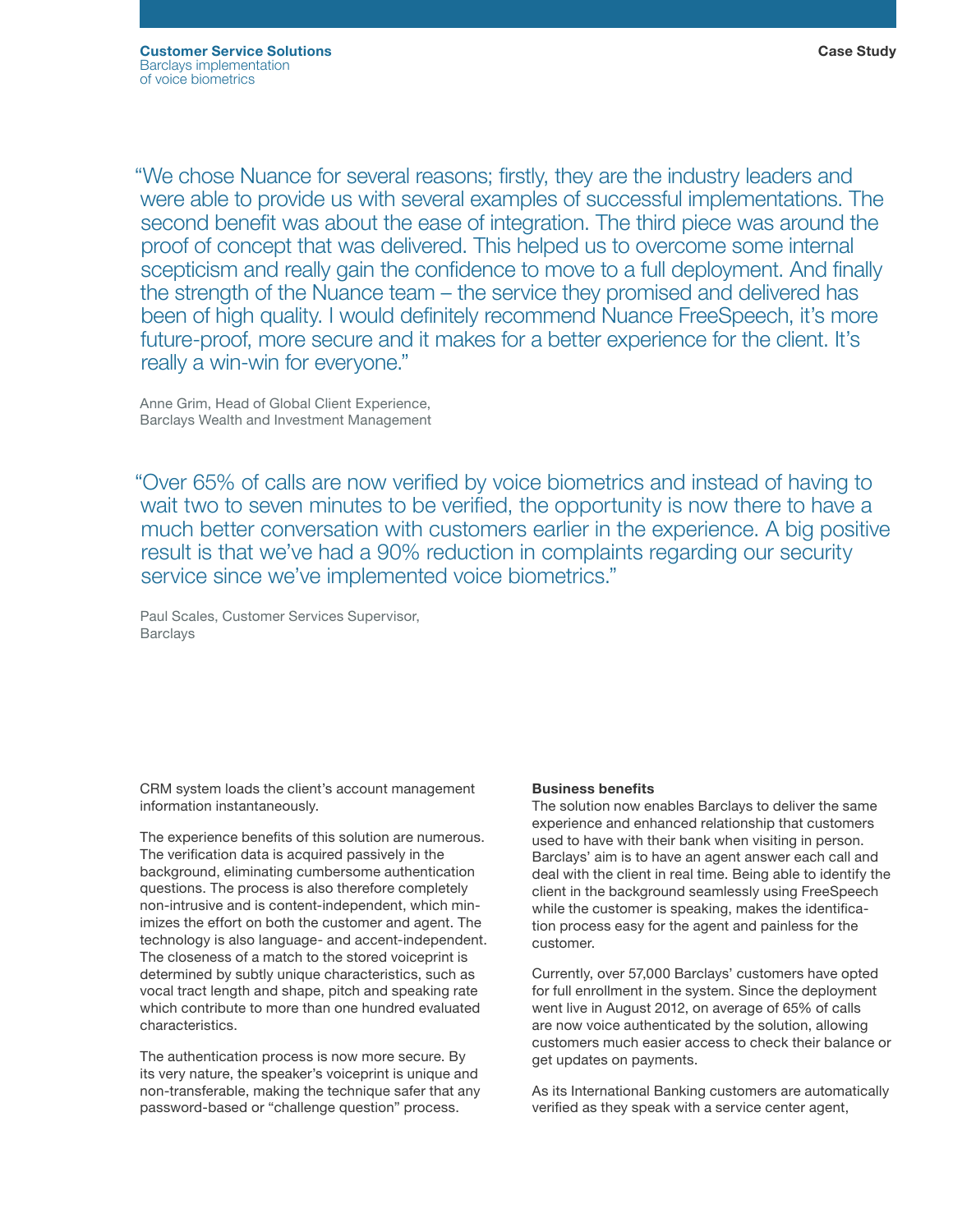"We chose Nuance for several reasons; firstly, they are the industry leaders and were able to provide us with several examples of successful implementations. The second benefit was about the ease of integration. The third piece was around the proof of concept that was delivered. This helped us to overcome some internal scepticism and really gain the confidence to move to a full deployment. And finally the strength of the Nuance team – the service they promised and delivered has been of high quality. I would definitely recommend Nuance FreeSpeech, it's more future-proof, more secure and it makes for a better experience for the client. It's really a win-win for everyone."

Anne Grim, Head of Global Client Experience,
Barclays Wealth and Investment Management

"Over 65% of calls are now verified by voice biometrics and instead of having to wait two to seven minutes to be verified, the opportunity is now there to have a much better conversation with customers earlier in the experience. A big positive result is that we've had a 90% reduction in complaints regarding our security service since we've implemented voice biometrics."

Paul Scales, Customer Services Supervisor,
Barclays

CRM system loads the client's account management information instantaneously.

The experience benefits of this solution are numerous. The verification data is acquired passively in the background, eliminating cumbersome authentication questions. The process is also therefore completely non-intrusive and is content-independent, which minimizes the effort on both the customer and agent. The technology is also language- and accent-independent. The closeness of a match to the stored voiceprint is determined by subtly unique characteristics, such as vocal tract length and shape, pitch and speaking rate which contribute to more than one hundred evaluated characteristics.

The authentication process is now more secure. By its very nature, the speaker's voiceprint is unique and non-transferable, making the technique safer that any password-based or "challenge question" process.

**Business benefits**

The solution now enables Barclays to deliver the same experience and enhanced relationship that customers used to have with their bank when visiting in person. Barclays' aim is to have an agent answer each call and deal with the client in real time. Being able to identify the client in the background seamlessly using FreeSpeech while the customer is speaking, makes the identification process easy for the agent and painless for the customer.

Currently, over 57,000 Barclays' customers have opted for full enrollment in the system. Since the deployment went live in August 2012, on average of 65% of calls are now voice authenticated by the solution, allowing customers much easier access to check their balance or get updates on payments.

As its International Banking customers are automatically verified as they speak with a service center agent,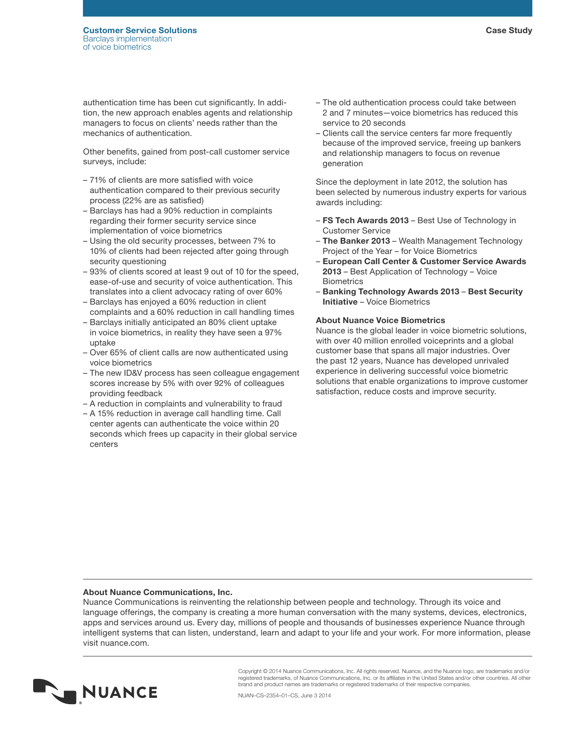authentication time has been cut significantly. In addition, the new approach enables agents and relationship managers to focus on clients' needs rather than the mechanics of authentication.

Other benefits, gained from post-call customer service surveys, include:

- 71% of clients are more satisfied with voice authentication compared to their previous security process (22% are as satisfied)
- Barclays has had a 90% reduction in complaints regarding their former security service since implementation of voice biometrics
- Using the old security processes, between 7% to 10% of clients had been rejected after going through security questioning
- 93% of clients scored at least 9 out of 10 for the speed, ease-of-use and security of voice authentication. This translates into a client advocacy rating of over 60%
- Barclays has enjoyed a 60% reduction in client complaints and a 60% reduction in call handling times
- Barclays initially anticipated an 80% client uptake in voice biometrics, in reality they have seen a 97% uptake
- Over 65% of client calls are now authenticated using voice biometrics
- The new ID&V process has seen colleague engagement scores increase by 5% with over 92% of colleagues providing feedback
- A reduction in complaints and vulnerability to fraud
- A 15% reduction in average call handling time. Call center agents can authenticate the voice within 20 seconds which frees up capacity in their global service centers
- The old authentication process could take between 2 and 7 minutes—voice biometrics has reduced this service to 20 seconds
- Clients call the service centers far more frequently because of the improved service, freeing up bankers and relationship managers to focus on revenue generation

Since the deployment in late 2012, the solution has been selected by numerous industry experts for various awards including:

- **FS Tech Awards 2013** – Best Use of Technology in Customer Service
- **The Banker 2013** – Wealth Management Technology Project of the Year – for Voice Biometrics
- **European Call Center & Customer Service Awards 2013** – Best Application of Technology – Voice Biometrics
- **Banking Technology Awards 2013** – **Best Security Initiative** – Voice Biometrics

### About Nuance Voice Biometrics

Nuance is the global leader in voice biometric solutions, with over 40 million enrolled voiceprints and a global customer base that spans all major industries. Over the past 12 years, Nuance has developed unrivaled experience in delivering successful voice biometric solutions that enable organizations to improve customer satisfaction, reduce costs and improve security.

### About Nuance Communications, Inc.

Nuance Communications is reinventing the relationship between people and technology. Through its voice and language offerings, the company is creating a more human conversation with the many systems, devices, electronics, apps and services around us. Every day, millions of people and thousands of businesses experience Nuance through intelligent systems that can listen, understand, learn and adapt to your life and your work. For more information, please visit nuance.com.

NUANCE

Copyright © 2014 Nuance Communications, Inc. All rights reserved. Nuance, and the Nuance logo, are trademarks and/or registered trademarks, of Nuance Communications, Inc. or its affiliates in the United States and/or other countries. All other brand and product names are trademarks or registered trademarks of their respective companies.

NUAN–CS–2354–01–CS, June 3 2014